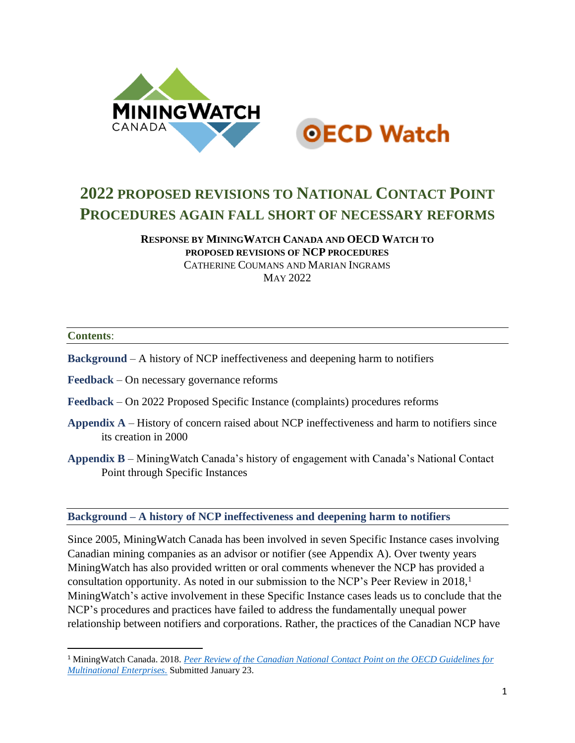# 2022 Proposed Revisions to National Contact Point Procedures Again Fall Short of Necessary Reforms

**Response by MiningWatch Canada and OECD Watch to proposed revisions of NCP procedures**

Catherine Coumans and Marian Ingrams

May 2022

**Contents**:

**Background** – A history of NCP ineffectiveness and deepening harm to notifiers

**Feedback** – On necessary governance reforms

**Feedback** – On 2022 Proposed Specific Instance (complaints) procedures reforms

**Appendix A** – History of concern raised about NCP ineffectiveness and harm to notifiers since its creation in 2000

**Appendix B** – MiningWatch Canada's history of engagement with Canada's National Contact Point through Specific Instances

## Background – A history of NCP ineffectiveness and deepening harm to notifiers

Since 2005, MiningWatch Canada has been involved in seven Specific Instance cases involving Canadian mining companies as an advisor or notifier (see Appendix A). Over twenty years MiningWatch has also provided written or oral comments whenever the NCP has provided a consultation opportunity. As noted in our submission to the NCP's Peer Review in 2018,[1] MiningWatch's active involvement in these Specific Instance cases leads us to conclude that the NCP's procedures and practices have failed to address the fundamentally unequal power relationship between notifiers and corporations. Rather, the practices of the Canadian NCP have

[1] MiningWatch Canada. 2018. *Peer Review of the Canadian National Contact Point on the OECD Guidelines for Multinational Enterprises.* Submitted January 23.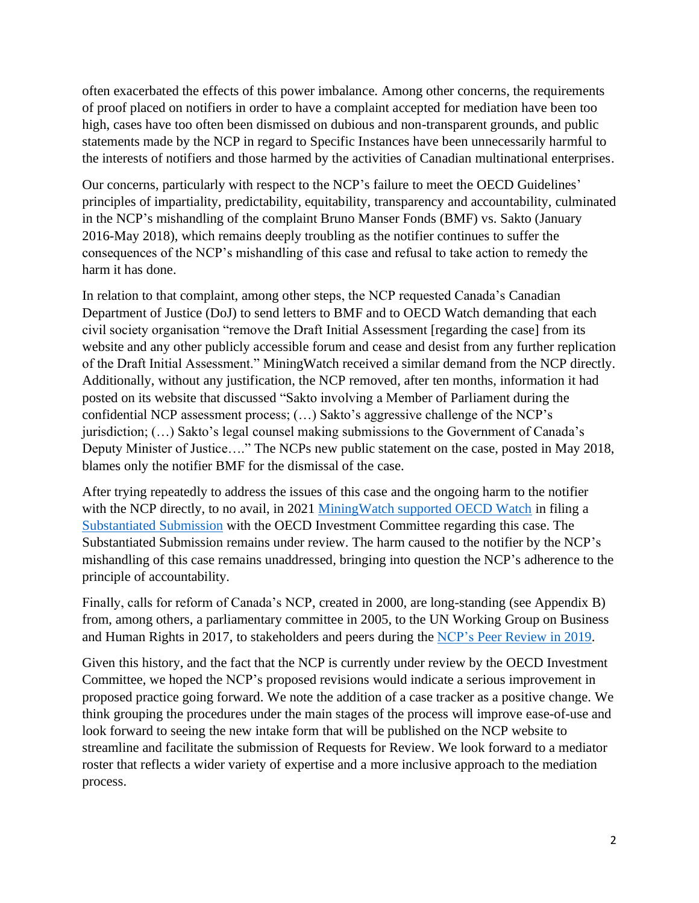often exacerbated the effects of this power imbalance. Among other concerns, the requirements of proof placed on notifiers in order to have a complaint accepted for mediation have been too high, cases have too often been dismissed on dubious and non-transparent grounds, and public statements made by the NCP in regard to Specific Instances have been unnecessarily harmful to the interests of notifiers and those harmed by the activities of Canadian multinational enterprises.

Our concerns, particularly with respect to the NCP's failure to meet the OECD Guidelines' principles of impartiality, predictability, equitability, transparency and accountability, culminated in the NCP's mishandling of the complaint Bruno Manser Fonds (BMF) vs. Sakto (January 2016-May 2018), which remains deeply troubling as the notifier continues to suffer the consequences of the NCP's mishandling of this case and refusal to take action to remedy the harm it has done.

In relation to that complaint, among other steps, the NCP requested Canada's Canadian Department of Justice (DoJ) to send letters to BMF and to OECD Watch demanding that each civil society organisation "remove the Draft Initial Assessment [regarding the case] from its website and any other publicly accessible forum and cease and desist from any further replication of the Draft Initial Assessment." MiningWatch received a similar demand from the NCP directly. Additionally, without any justification, the NCP removed, after ten months, information it had posted on its website that discussed "Sakto involving a Member of Parliament during the confidential NCP assessment process; (…) Sakto's aggressive challenge of the NCP's jurisdiction; (…) Sakto's legal counsel making submissions to the Government of Canada's Deputy Minister of Justice…." The NCPs new public statement on the case, posted in May 2018, blames only the notifier BMF for the dismissal of the case.

After trying repeatedly to address the issues of this case and the ongoing harm to the notifier with the NCP directly, to no avail, in 2021 MiningWatch supported OECD Watch in filing a Substantiated Submission with the OECD Investment Committee regarding this case. The Substantiated Submission remains under review. The harm caused to the notifier by the NCP's mishandling of this case remains unaddressed, bringing into question the NCP's adherence to the principle of accountability.

Finally, calls for reform of Canada's NCP, created in 2000, are long-standing (see Appendix B) from, among others, a parliamentary committee in 2005, to the UN Working Group on Business and Human Rights in 2017, to stakeholders and peers during the NCP's Peer Review in 2019.

Given this history, and the fact that the NCP is currently under review by the OECD Investment Committee, we hoped the NCP's proposed revisions would indicate a serious improvement in proposed practice going forward. We note the addition of a case tracker as a positive change. We think grouping the procedures under the main stages of the process will improve ease-of-use and look forward to seeing the new intake form that will be published on the NCP website to streamline and facilitate the submission of Requests for Review. We look forward to a mediator roster that reflects a wider variety of expertise and a more inclusive approach to the mediation process.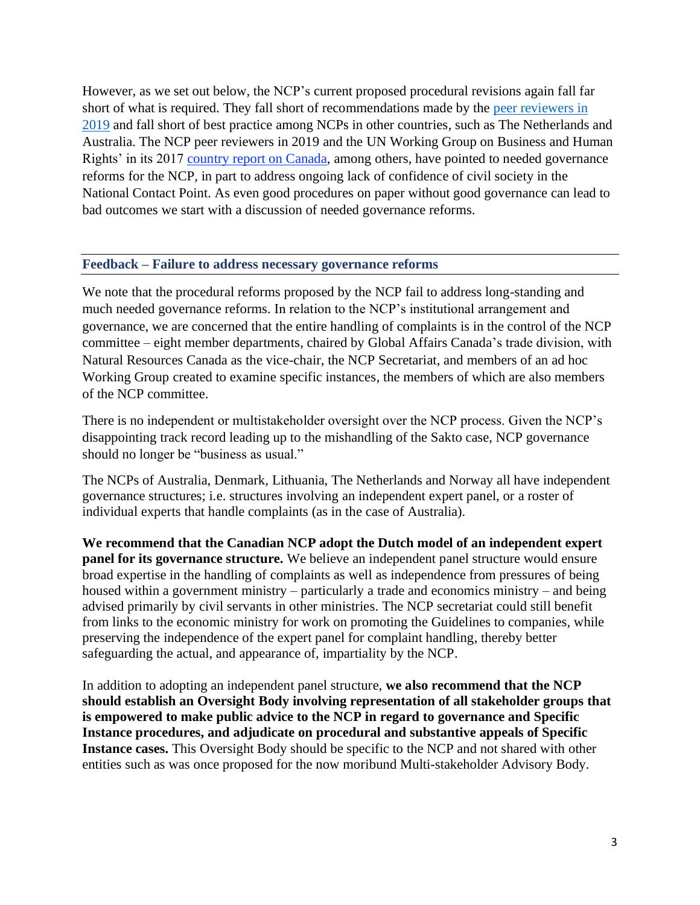However, as we set out below, the NCP's current proposed procedural revisions again fall far short of what is required. They fall short of recommendations made by the peer reviewers in 2019 and fall short of best practice among NCPs in other countries, such as The Netherlands and Australia. The NCP peer reviewers in 2019 and the UN Working Group on Business and Human Rights' in its 2017 country report on Canada, among others, have pointed to needed governance reforms for the NCP, in part to address ongoing lack of confidence of civil society in the National Contact Point. As even good procedures on paper without good governance can lead to bad outcomes we start with a discussion of needed governance reforms.

## Feedback – Failure to address necessary governance reforms

We note that the procedural reforms proposed by the NCP fail to address long-standing and much needed governance reforms. In relation to the NCP's institutional arrangement and governance, we are concerned that the entire handling of complaints is in the control of the NCP committee – eight member departments, chaired by Global Affairs Canada's trade division, with Natural Resources Canada as the vice-chair, the NCP Secretariat, and members of an ad hoc Working Group created to examine specific instances, the members of which are also members of the NCP committee.

There is no independent or multistakeholder oversight over the NCP process. Given the NCP's disappointing track record leading up to the mishandling of the Sakto case, NCP governance should no longer be "business as usual."

The NCPs of Australia, Denmark, Lithuania, The Netherlands and Norway all have independent governance structures; i.e. structures involving an independent expert panel, or a roster of individual experts that handle complaints (as in the case of Australia).

**We recommend that the Canadian NCP adopt the Dutch model of an independent expert panel for its governance structure.** We believe an independent panel structure would ensure broad expertise in the handling of complaints as well as independence from pressures of being housed within a government ministry – particularly a trade and economics ministry – and being advised primarily by civil servants in other ministries. The NCP secretariat could still benefit from links to the economic ministry for work on promoting the Guidelines to companies, while preserving the independence of the expert panel for complaint handling, thereby better safeguarding the actual, and appearance of, impartiality by the NCP.

In addition to adopting an independent panel structure, **we also recommend that the NCP should establish an Oversight Body involving representation of all stakeholder groups that is empowered to make public advice to the NCP in regard to governance and Specific Instance procedures, and adjudicate on procedural and substantive appeals of Specific Instance cases.** This Oversight Body should be specific to the NCP and not shared with other entities such as was once proposed for the now moribund Multi-stakeholder Advisory Body.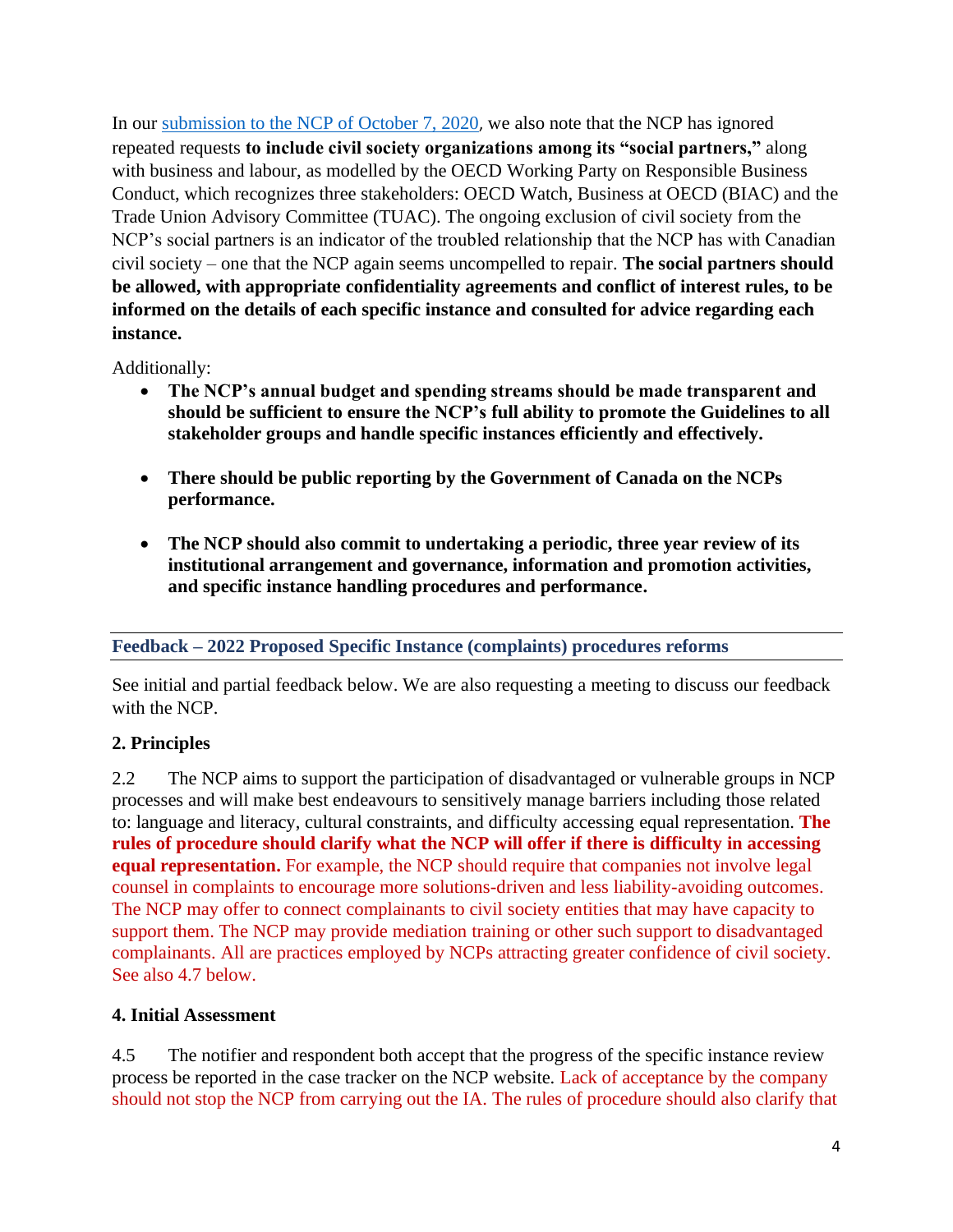In our [submission to the NCP of October 7, 2020](), we also note that the NCP has ignored repeated requests **to include civil society organizations among its "social partners,"** along with business and labour, as modelled by the OECD Working Party on Responsible Business Conduct, which recognizes three stakeholders: OECD Watch, Business at OECD (BIAC) and the Trade Union Advisory Committee (TUAC). The ongoing exclusion of civil society from the NCP's social partners is an indicator of the troubled relationship that the NCP has with Canadian civil society – one that the NCP again seems uncompelled to repair. **The social partners should be allowed, with appropriate confidentiality agreements and conflict of interest rules, to be informed on the details of each specific instance and consulted for advice regarding each instance.**

Additionally:

- **The NCP's annual budget and spending streams should be made transparent and should be sufficient to ensure the NCP's full ability to promote the Guidelines to all stakeholder groups and handle specific instances efficiently and effectively.**
- **There should be public reporting by the Government of Canada on the NCPs performance.**
- **The NCP should also commit to undertaking a periodic, three year review of its institutional arrangement and governance, information and promotion activities, and specific instance handling procedures and performance.**

## Feedback – 2022 Proposed Specific Instance (complaints) procedures reforms

See initial and partial feedback below. We are also requesting a meeting to discuss our feedback with the NCP.

### 2. Principles

2.2 The NCP aims to support the participation of disadvantaged or vulnerable groups in NCP processes and will make best endeavours to sensitively manage barriers including those related to: language and literacy, cultural constraints, and difficulty accessing equal representation. **The rules of procedure should clarify what the NCP will offer if there is difficulty in accessing equal representation.** For example, the NCP should require that companies not involve legal counsel in complaints to encourage more solutions-driven and less liability-avoiding outcomes. The NCP may offer to connect complainants to civil society entities that may have capacity to support them. The NCP may provide mediation training or other such support to disadvantaged complainants. All are practices employed by NCPs attracting greater confidence of civil society. See also 4.7 below.

### 4. Initial Assessment

4.5 The notifier and respondent both accept that the progress of the specific instance review process be reported in the case tracker on the NCP website. Lack of acceptance by the company should not stop the NCP from carrying out the IA. The rules of procedure should also clarify that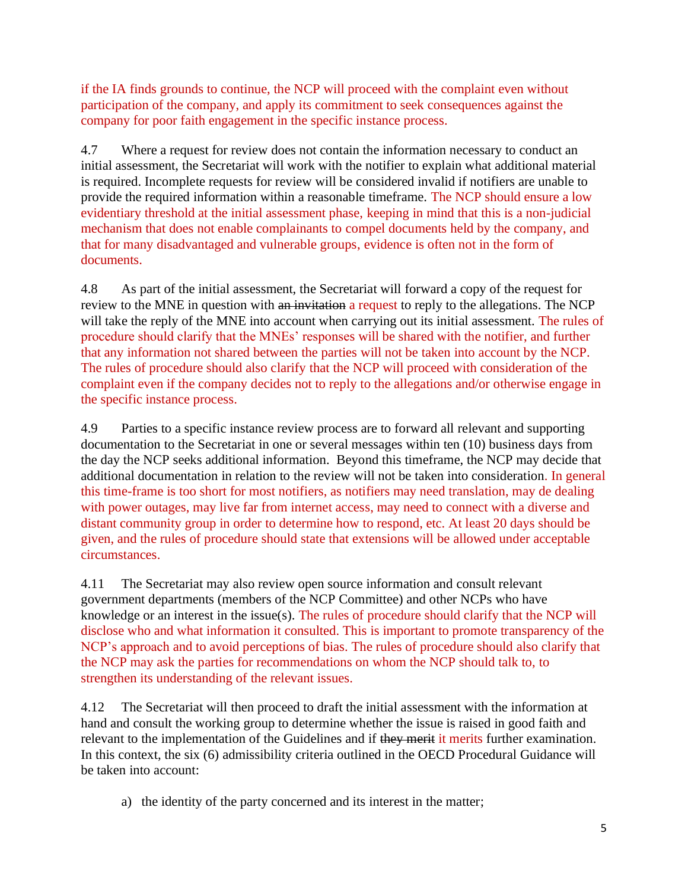if the IA finds grounds to continue, the NCP will proceed with the complaint even without participation of the company, and apply its commitment to seek consequences against the company for poor faith engagement in the specific instance process.

4.7 Where a request for review does not contain the information necessary to conduct an initial assessment, the Secretariat will work with the notifier to explain what additional material is required. Incomplete requests for review will be considered invalid if notifiers are unable to provide the required information within a reasonable timeframe. The NCP should ensure a low evidentiary threshold at the initial assessment phase, keeping in mind that this is a non-judicial mechanism that does not enable complainants to compel documents held by the company, and that for many disadvantaged and vulnerable groups, evidence is often not in the form of documents.

4.8 As part of the initial assessment, the Secretariat will forward a copy of the request for review to the MNE in question with ~~an invitation~~ a request to reply to the allegations. The NCP will take the reply of the MNE into account when carrying out its initial assessment. The rules of procedure should clarify that the MNEs' responses will be shared with the notifier, and further that any information not shared between the parties will not be taken into account by the NCP. The rules of procedure should also clarify that the NCP will proceed with consideration of the complaint even if the company decides not to reply to the allegations and/or otherwise engage in the specific instance process.

4.9 Parties to a specific instance review process are to forward all relevant and supporting documentation to the Secretariat in one or several messages within ten (10) business days from the day the NCP seeks additional information. Beyond this timeframe, the NCP may decide that additional documentation in relation to the review will not be taken into consideration. In general this time-frame is too short for most notifiers, as notifiers may need translation, may de dealing with power outages, may live far from internet access, may need to connect with a diverse and distant community group in order to determine how to respond, etc. At least 20 days should be given, and the rules of procedure should state that extensions will be allowed under acceptable circumstances.

4.11 The Secretariat may also review open source information and consult relevant government departments (members of the NCP Committee) and other NCPs who have knowledge or an interest in the issue(s). The rules of procedure should clarify that the NCP will disclose who and what information it consulted. This is important to promote transparency of the NCP's approach and to avoid perceptions of bias. The rules of procedure should also clarify that the NCP may ask the parties for recommendations on whom the NCP should talk to, to strengthen its understanding of the relevant issues.

4.12 The Secretariat will then proceed to draft the initial assessment with the information at hand and consult the working group to determine whether the issue is raised in good faith and relevant to the implementation of the Guidelines and if ~~they merit~~ it merits further examination. In this context, the six (6) admissibility criteria outlined in the OECD Procedural Guidance will be taken into account:

a) the identity of the party concerned and its interest in the matter;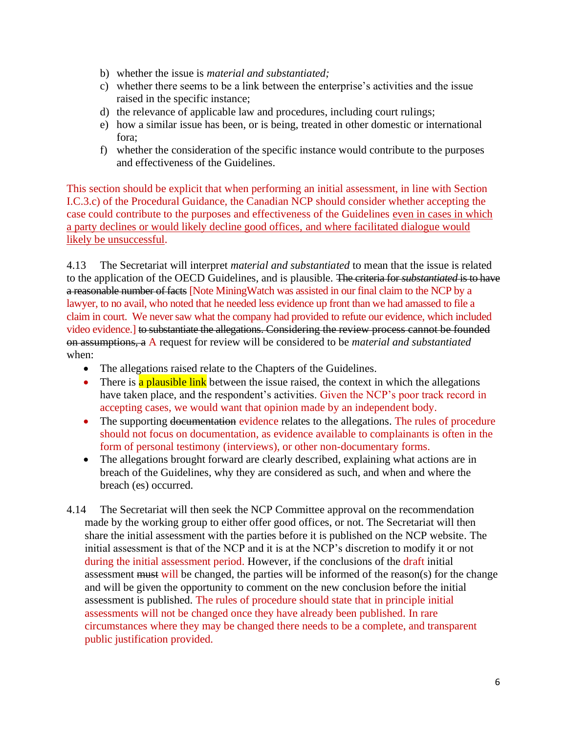b) whether the issue is *material and substantiated;*
c) whether there seems to be a link between the enterprise's activities and the issue raised in the specific instance;
d) the relevance of applicable law and procedures, including court rulings;
e) how a similar issue has been, or is being, treated in other domestic or international fora;
f) whether the consideration of the specific instance would contribute to the purposes and effectiveness of the Guidelines.

This section should be explicit that when performing an initial assessment, in line with Section I.C.3.c) of the Procedural Guidance, the Canadian NCP should consider whether accepting the case could contribute to the purposes and effectiveness of the Guidelines <u>even in cases in which a party declines or would likely decline good offices, and where facilitated dialogue would likely be unsuccessful</u>.

4.13 The Secretariat will interpret *material and substantiated* to mean that the issue is related to the application of the OECD Guidelines, and is plausible. ~~The criteria for *substantiated* is to have a reasonable number of facts~~ [Note MiningWatch was assisted in our final claim to the NCP by a lawyer, to no avail, who noted that he needed less evidence up front than we had amassed to file a claim in court. We never saw what the company had provided to refute our evidence, which included video evidence.] ~~to substantiate the allegations. Considering the review process cannot be founded on assumptions, a~~ A request for review will be considered to be *material and substantiated* when:

- The allegations raised relate to the Chapters of the Guidelines.
- There is a plausible link between the issue raised, the context in which the allegations have taken place, and the respondent's activities. Given the NCP's poor track record in accepting cases, we would want that opinion made by an independent body.
- The supporting ~~documentation~~ evidence relates to the allegations. The rules of procedure should not focus on documentation, as evidence available to complainants is often in the form of personal testimony (interviews), or other non-documentary forms.
- The allegations brought forward are clearly described, explaining what actions are in breach of the Guidelines, why they are considered as such, and when and where the breach (es) occurred.

4.14 The Secretariat will then seek the NCP Committee approval on the recommendation made by the working group to either offer good offices, or not. The Secretariat will then share the initial assessment with the parties before it is published on the NCP website. The initial assessment is that of the NCP and it is at the NCP's discretion to modify it or not during the initial assessment period. However, if the conclusions of the draft initial assessment ~~must~~ will be changed, the parties will be informed of the reason(s) for the change and will be given the opportunity to comment on the new conclusion before the initial assessment is published. The rules of procedure should state that in principle initial assessments will not be changed once they have already been published. In rare circumstances where they may be changed there needs to be a complete, and transparent public justification provided.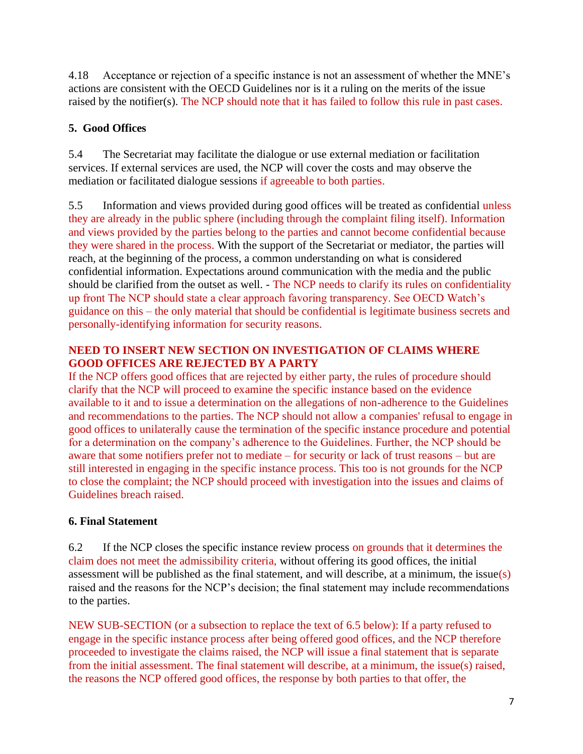4.18 Acceptance or rejection of a specific instance is not an assessment of whether the MNE's actions are consistent with the OECD Guidelines nor is it a ruling on the merits of the issue raised by the notifier(s). The NCP should note that it has failed to follow this rule in past cases.

### 5. Good Offices

5.4 The Secretariat may facilitate the dialogue or use external mediation or facilitation services. If external services are used, the NCP will cover the costs and may observe the mediation or facilitated dialogue sessions if agreeable to both parties.

5.5 Information and views provided during good offices will be treated as confidential unless they are already in the public sphere (including through the complaint filing itself). Information and views provided by the parties belong to the parties and cannot become confidential because they were shared in the process. With the support of the Secretariat or mediator, the parties will reach, at the beginning of the process, a common understanding on what is considered confidential information. Expectations around communication with the media and the public should be clarified from the outset as well. - The NCP needs to clarify its rules on confidentiality up front The NCP should state a clear approach favoring transparency. See OECD Watch's guidance on this – the only material that should be confidential is legitimate business secrets and personally-identifying information for security reasons.

**NEED TO INSERT NEW SECTION ON INVESTIGATION OF CLAIMS WHERE GOOD OFFICES ARE REJECTED BY A PARTY**

If the NCP offers good offices that are rejected by either party, the rules of procedure should clarify that the NCP will proceed to examine the specific instance based on the evidence available to it and to issue a determination on the allegations of non-adherence to the Guidelines and recommendations to the parties. The NCP should not allow a companies' refusal to engage in good offices to unilaterally cause the termination of the specific instance procedure and potential for a determination on the company's adherence to the Guidelines. Further, the NCP should be aware that some notifiers prefer not to mediate – for security or lack of trust reasons – but are still interested in engaging in the specific instance process. This too is not grounds for the NCP to close the complaint; the NCP should proceed with investigation into the issues and claims of Guidelines breach raised.

### 6. Final Statement

6.2 If the NCP closes the specific instance review process on grounds that it determines the claim does not meet the admissibility criteria, without offering its good offices, the initial assessment will be published as the final statement, and will describe, at a minimum, the issue(s) raised and the reasons for the NCP's decision; the final statement may include recommendations to the parties.

NEW SUB-SECTION (or a subsection to replace the text of 6.5 below): If a party refused to engage in the specific instance process after being offered good offices, and the NCP therefore proceeded to investigate the claims raised, the NCP will issue a final statement that is separate from the initial assessment. The final statement will describe, at a minimum, the issue(s) raised, the reasons the NCP offered good offices, the response by both parties to that offer, the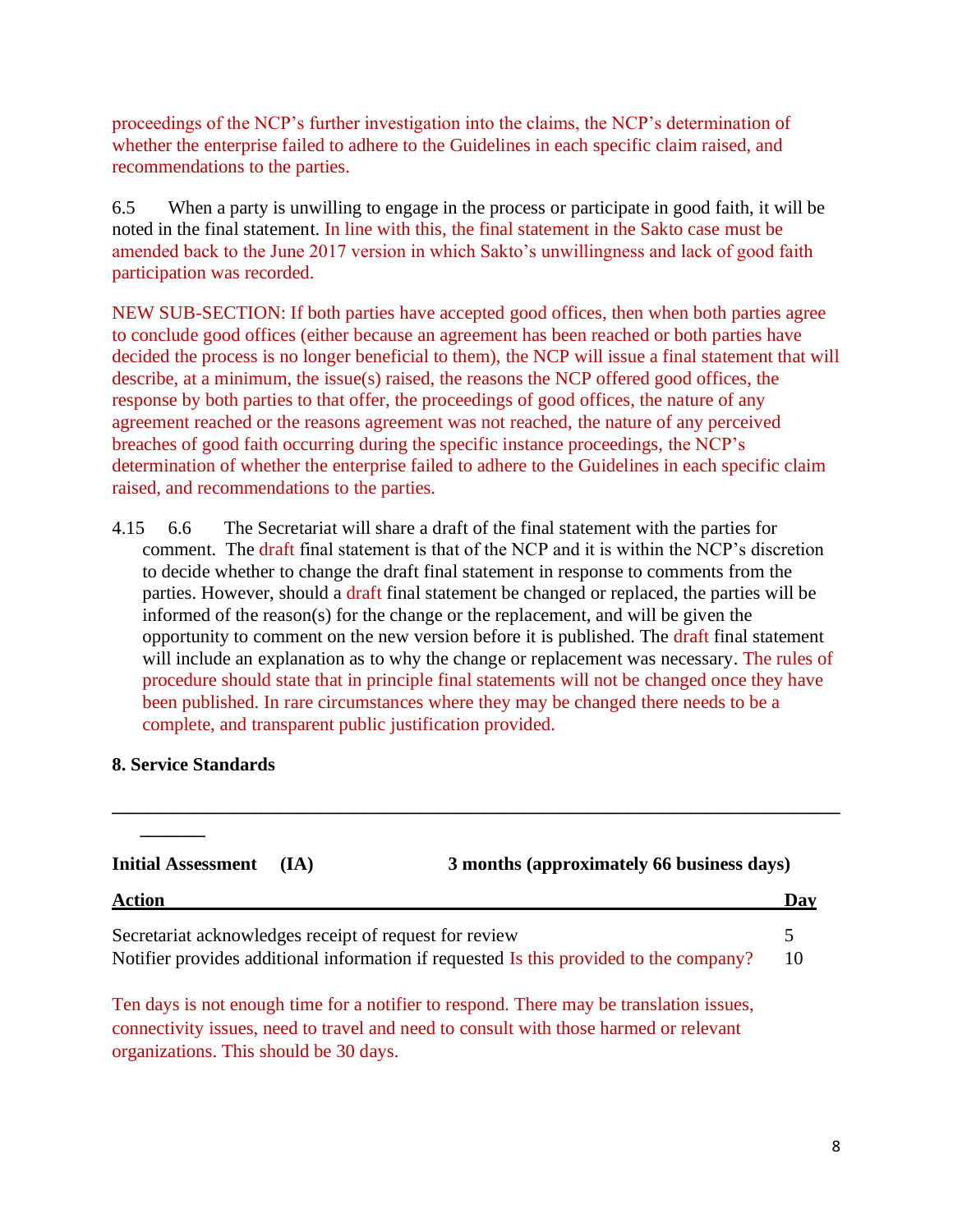proceedings of the NCP's further investigation into the claims, the NCP's determination of whether the enterprise failed to adhere to the Guidelines in each specific claim raised, and recommendations to the parties.

6.5 When a party is unwilling to engage in the process or participate in good faith, it will be noted in the final statement. In line with this, the final statement in the Sakto case must be amended back to the June 2017 version in which Sakto's unwillingness and lack of good faith participation was recorded.

NEW SUB-SECTION: If both parties have accepted good offices, then when both parties agree to conclude good offices (either because an agreement has been reached or both parties have decided the process is no longer beneficial to them), the NCP will issue a final statement that will describe, at a minimum, the issue(s) raised, the reasons the NCP offered good offices, the response by both parties to that offer, the proceedings of good offices, the nature of any agreement reached or the reasons agreement was not reached, the nature of any perceived breaches of good faith occurring during the specific instance proceedings, the NCP's determination of whether the enterprise failed to adhere to the Guidelines in each specific claim raised, and recommendations to the parties.

4.15 6.6 The Secretariat will share a draft of the final statement with the parties for comment. The draft final statement is that of the NCP and it is within the NCP's discretion to decide whether to change the draft final statement in response to comments from the parties. However, should a draft final statement be changed or replaced, the parties will be informed of the reason(s) for the change or the replacement, and will be given the opportunity to comment on the new version before it is published. The draft final statement will include an explanation as to why the change or replacement was necessary. The rules of procedure should state that in principle final statements will not be changed once they have been published. In rare circumstances where they may be changed there needs to be a complete, and transparent public justification provided.

**8. Service Standards**

---

**Initial Assessment (IA)** **3 months (approximately 66 business days)**

| Action | Day |
|---|---|
| Secretariat acknowledges receipt of request for review | 5 |
| Notifier provides additional information if requested Is this provided to the company? | 10 |

Ten days is not enough time for a notifier to respond. There may be translation issues, connectivity issues, need to travel and need to consult with those harmed or relevant organizations. This should be 30 days.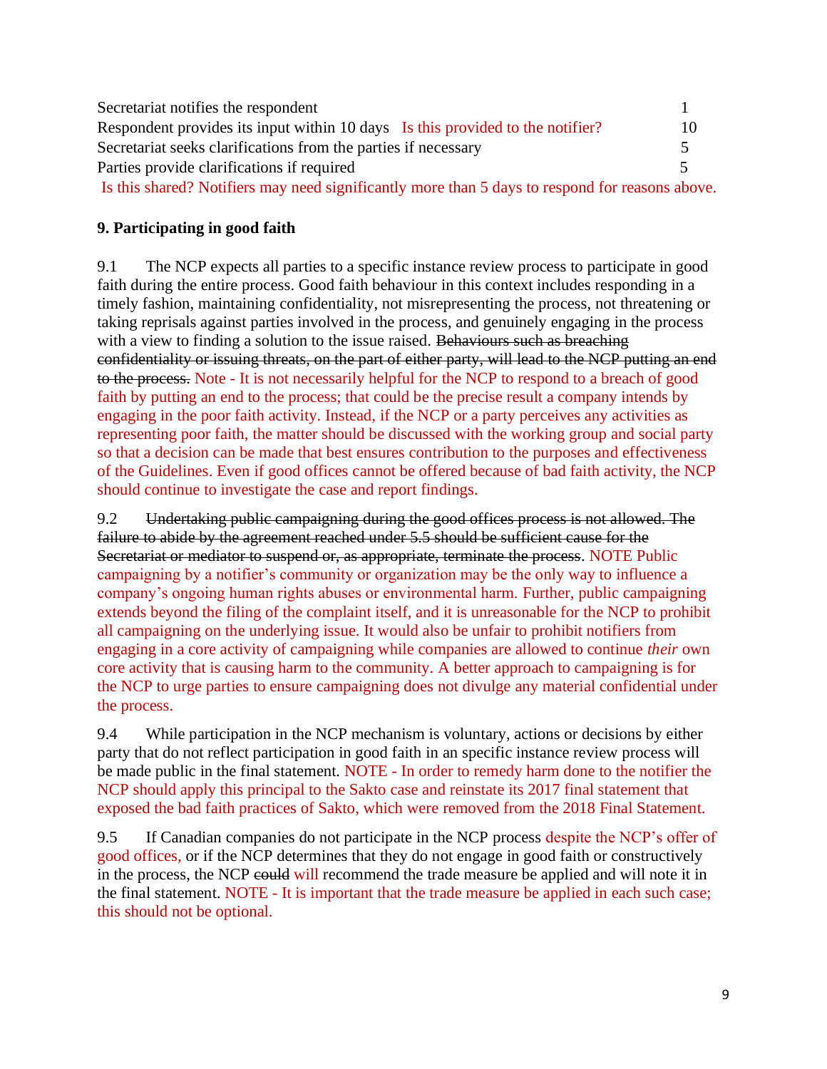| | |
|---|---|
| Secretariat notifies the respondent | 1 |
| Respondent provides its input within 10 days   Is this provided to the notifier? | 10 |
| Secretariat seeks clarifications from the parties if necessary | 5 |
| Parties provide clarifications if required | 5 |

Is this shared? Notifiers may need significantly more than 5 days to respond for reasons above.

**9. Participating in good faith**

9.1 The NCP expects all parties to a specific instance review process to participate in good faith during the entire process. Good faith behaviour in this context includes responding in a timely fashion, maintaining confidentiality, not misrepresenting the process, not threatening or taking reprisals against parties involved in the process, and genuinely engaging in the process with a view to finding a solution to the issue raised. ~~Behaviours such as breaching confidentiality or issuing threats, on the part of either party, will lead to the NCP putting an end to the process.~~ Note - It is not necessarily helpful for the NCP to respond to a breach of good faith by putting an end to the process; that could be the precise result a company intends by engaging in the poor faith activity. Instead, if the NCP or a party perceives any activities as representing poor faith, the matter should be discussed with the working group and social party so that a decision can be made that best ensures contribution to the purposes and effectiveness of the Guidelines. Even if good offices cannot be offered because of bad faith activity, the NCP should continue to investigate the case and report findings.

9.2 ~~Undertaking public campaigning during the good offices process is not allowed. The failure to abide by the agreement reached under 5.5 should be sufficient cause for the Secretariat or mediator to suspend or, as appropriate, terminate the process.~~ NOTE Public campaigning by a notifier's community or organization may be the only way to influence a company's ongoing human rights abuses or environmental harm. Further, public campaigning extends beyond the filing of the complaint itself, and it is unreasonable for the NCP to prohibit all campaigning on the underlying issue. It would also be unfair to prohibit notifiers from engaging in a core activity of campaigning while companies are allowed to continue *their* own core activity that is causing harm to the community. A better approach to campaigning is for the NCP to urge parties to ensure campaigning does not divulge any material confidential under the process.

9.4 While participation in the NCP mechanism is voluntary, actions or decisions by either party that do not reflect participation in good faith in an specific instance review process will be made public in the final statement. NOTE - In order to remedy harm done to the notifier the NCP should apply this principal to the Sakto case and reinstate its 2017 final statement that exposed the bad faith practices of Sakto, which were removed from the 2018 Final Statement.

9.5 If Canadian companies do not participate in the NCP process despite the NCP's offer of good offices, or if the NCP determines that they do not engage in good faith or constructively in the process, the NCP ~~could~~ will recommend the trade measure be applied and will note it in the final statement. NOTE - It is important that the trade measure be applied in each such case; this should not be optional.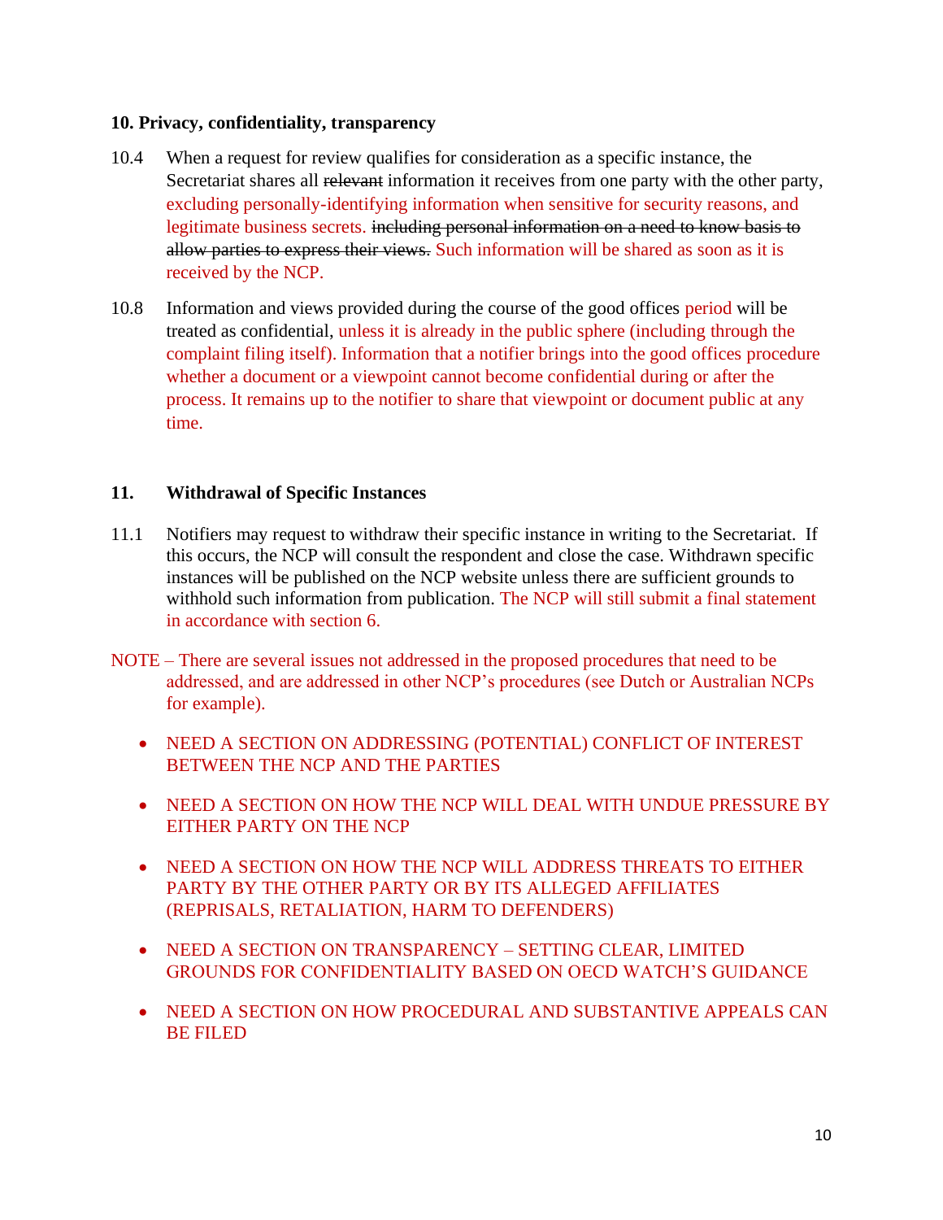**10. Privacy, confidentiality, transparency**

10.4 When a request for review qualifies for consideration as a specific instance, the Secretariat shares all ~~relevant~~ information it receives from one party with the other party, excluding personally-identifying information when sensitive for security reasons, and legitimate business secrets. ~~including personal information on a need to know basis to allow parties to express their views.~~ Such information will be shared as soon as it is received by the NCP.

10.8 Information and views provided during the course of the good offices period will be treated as confidential, unless it is already in the public sphere (including through the complaint filing itself). Information that a notifier brings into the good offices procedure whether a document or a viewpoint cannot become confidential during or after the process. It remains up to the notifier to share that viewpoint or document public at any time.

**11. Withdrawal of Specific Instances**

11.1 Notifiers may request to withdraw their specific instance in writing to the Secretariat. If this occurs, the NCP will consult the respondent and close the case. Withdrawn specific instances will be published on the NCP website unless there are sufficient grounds to withhold such information from publication. The NCP will still submit a final statement in accordance with section 6.

NOTE – There are several issues not addressed in the proposed procedures that need to be addressed, and are addressed in other NCP's procedures (see Dutch or Australian NCPs for example).

- NEED A SECTION ON ADDRESSING (POTENTIAL) CONFLICT OF INTEREST BETWEEN THE NCP AND THE PARTIES
- NEED A SECTION ON HOW THE NCP WILL DEAL WITH UNDUE PRESSURE BY EITHER PARTY ON THE NCP
- NEED A SECTION ON HOW THE NCP WILL ADDRESS THREATS TO EITHER PARTY BY THE OTHER PARTY OR BY ITS ALLEGED AFFILIATES (REPRISALS, RETALIATION, HARM TO DEFENDERS)
- NEED A SECTION ON TRANSPARENCY – SETTING CLEAR, LIMITED GROUNDS FOR CONFIDENTIALITY BASED ON OECD WATCH'S GUIDANCE
- NEED A SECTION ON HOW PROCEDURAL AND SUBSTANTIVE APPEALS CAN BE FILED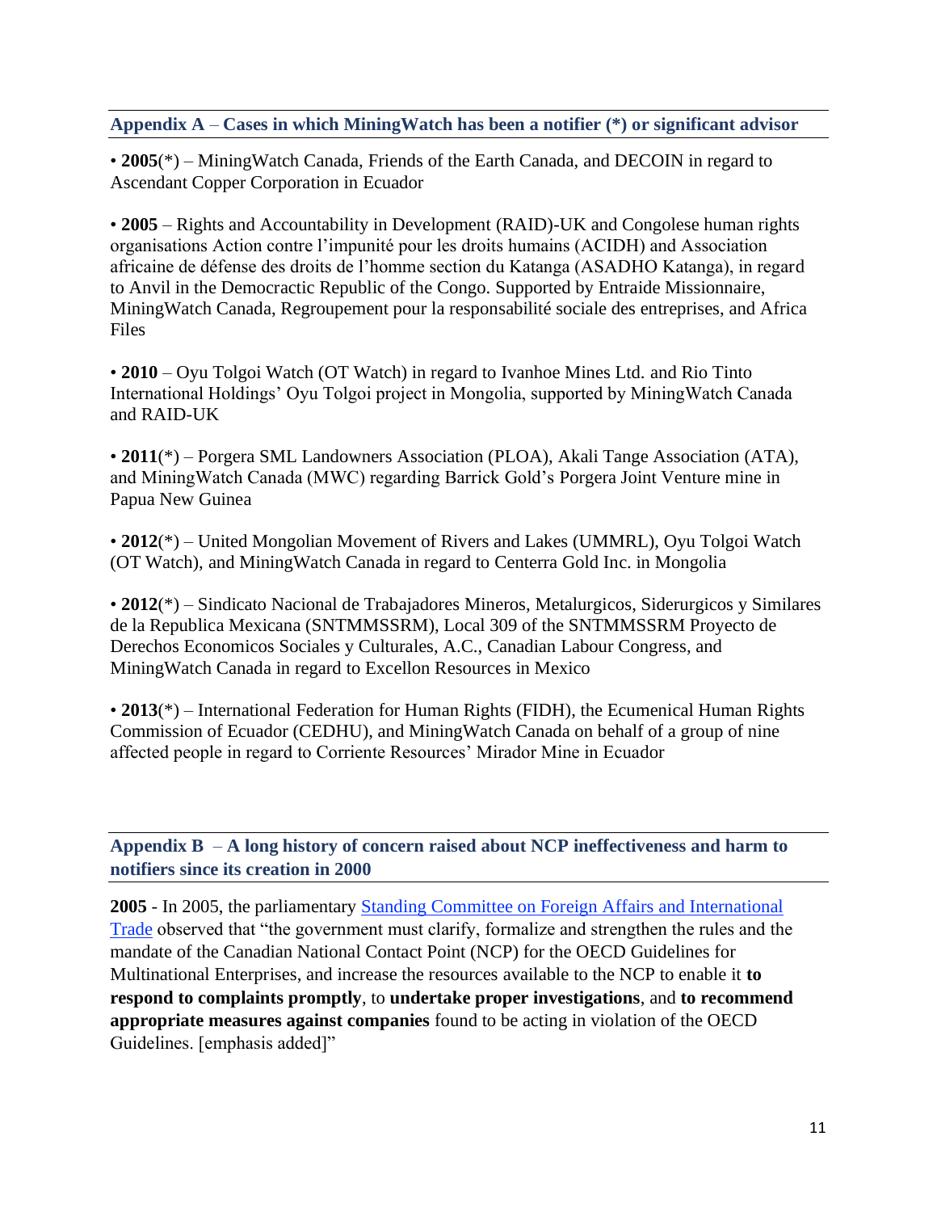## Appendix A – Cases in which MiningWatch has been a notifier (*) or significant advisor

- **2005**(*) – MiningWatch Canada, Friends of the Earth Canada, and DECOIN in regard to Ascendant Copper Corporation in Ecuador

- **2005** – Rights and Accountability in Development (RAID)-UK and Congolese human rights organisations Action contre l'impunité pour les droits humains (ACIDH) and Association africaine de défense des droits de l'homme section du Katanga (ASADHO Katanga), in regard to Anvil in the Democractic Republic of the Congo. Supported by Entraide Missionnaire, MiningWatch Canada, Regroupement pour la responsabilité sociale des entreprises, and Africa Files

- **2010** – Oyu Tolgoi Watch (OT Watch) in regard to Ivanhoe Mines Ltd. and Rio Tinto International Holdings' Oyu Tolgoi project in Mongolia, supported by MiningWatch Canada and RAID-UK

- **2011**(*) – Porgera SML Landowners Association (PLOA), Akali Tange Association (ATA), and MiningWatch Canada (MWC) regarding Barrick Gold's Porgera Joint Venture mine in Papua New Guinea

- **2012**(*) – United Mongolian Movement of Rivers and Lakes (UMMRL), Oyu Tolgoi Watch (OT Watch), and MiningWatch Canada in regard to Centerra Gold Inc. in Mongolia

- **2012**(*) – Sindicato Nacional de Trabajadores Mineros, Metalurgicos, Siderurgicos y Similares de la Republica Mexicana (SNTMMSSRM), Local 309 of the SNTMMSSRM Proyecto de Derechos Economicos Sociales y Culturales, A.C., Canadian Labour Congress, and MiningWatch Canada in regard to Excellon Resources in Mexico

- **2013**(*) – International Federation for Human Rights (FIDH), the Ecumenical Human Rights Commission of Ecuador (CEDHU), and MiningWatch Canada on behalf of a group of nine affected people in regard to Corriente Resources' Mirador Mine in Ecuador

## Appendix B – A long history of concern raised about NCP ineffectiveness and harm to notifiers since its creation in 2000

**2005** - In 2005, the parliamentary Standing Committee on Foreign Affairs and International Trade observed that "the government must clarify, formalize and strengthen the rules and the mandate of the Canadian National Contact Point (NCP) for the OECD Guidelines for Multinational Enterprises, and increase the resources available to the NCP to enable it **to respond to complaints promptly**, to **undertake proper investigations**, and **to recommend appropriate measures against companies** found to be acting in violation of the OECD Guidelines. [emphasis added]"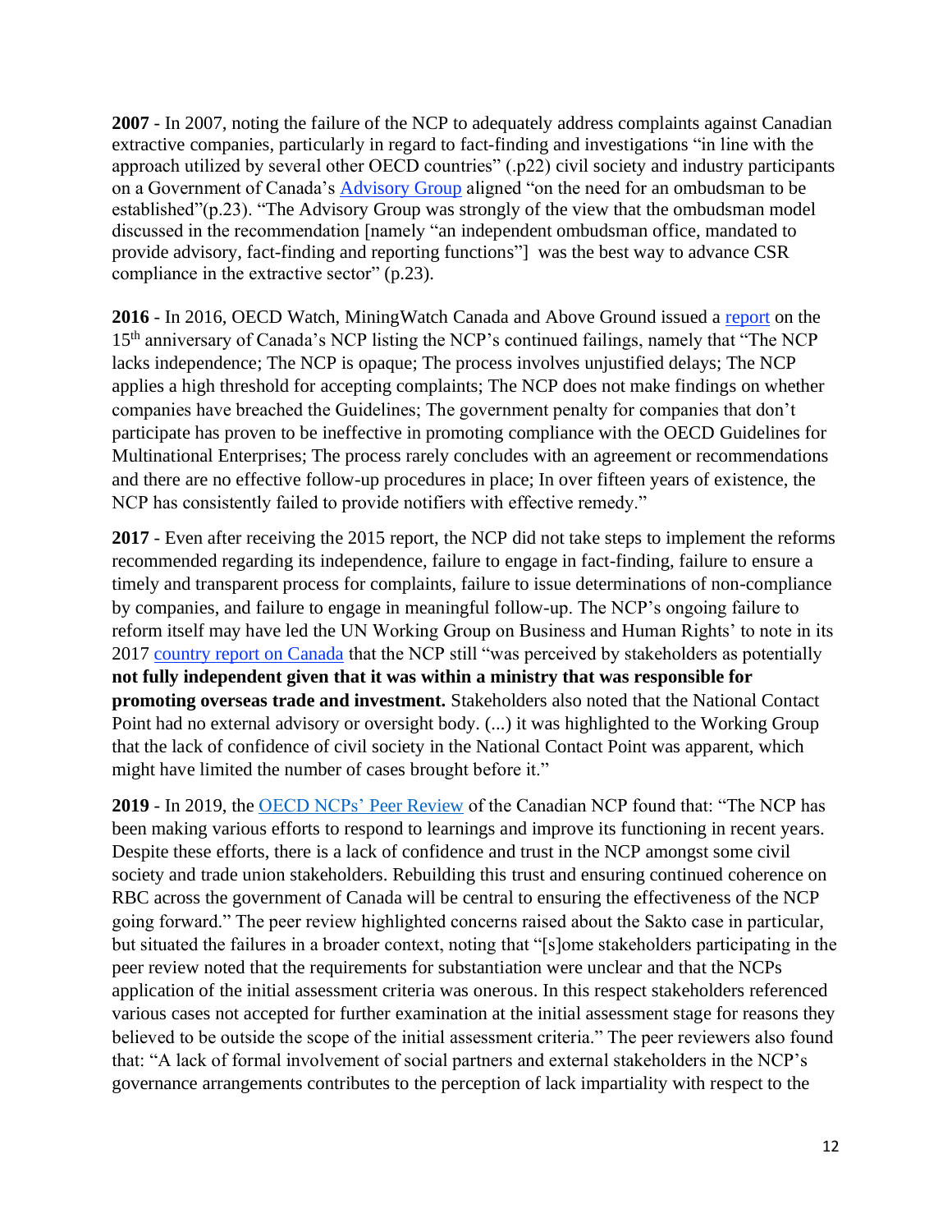**2007** - In 2007, noting the failure of the NCP to adequately address complaints against Canadian extractive companies, particularly in regard to fact-finding and investigations "in line with the approach utilized by several other OECD countries" (.p22) civil society and industry participants on a Government of Canada's Advisory Group aligned "on the need for an ombudsman to be established"(p.23). "The Advisory Group was strongly of the view that the ombudsman model discussed in the recommendation [namely "an independent ombudsman office, mandated to provide advisory, fact-finding and reporting functions"] was the best way to advance CSR compliance in the extractive sector" (p.23).

**2016** - In 2016, OECD Watch, MiningWatch Canada and Above Ground issued a report on the 15th anniversary of Canada's NCP listing the NCP's continued failings, namely that "The NCP lacks independence; The NCP is opaque; The process involves unjustified delays; The NCP applies a high threshold for accepting complaints; The NCP does not make findings on whether companies have breached the Guidelines; The government penalty for companies that don't participate has proven to be ineffective in promoting compliance with the OECD Guidelines for Multinational Enterprises; The process rarely concludes with an agreement or recommendations and there are no effective follow-up procedures in place; In over fifteen years of existence, the NCP has consistently failed to provide notifiers with effective remedy."

**2017** - Even after receiving the 2015 report, the NCP did not take steps to implement the reforms recommended regarding its independence, failure to engage in fact-finding, failure to ensure a timely and transparent process for complaints, failure to issue determinations of non-compliance by companies, and failure to engage in meaningful follow-up. The NCP's ongoing failure to reform itself may have led the UN Working Group on Business and Human Rights' to note in its 2017 country report on Canada that the NCP still "was perceived by stakeholders as potentially **not fully independent given that it was within a ministry that was responsible for promoting overseas trade and investment.** Stakeholders also noted that the National Contact Point had no external advisory or oversight body. (...) it was highlighted to the Working Group that the lack of confidence of civil society in the National Contact Point was apparent, which might have limited the number of cases brought before it."

**2019** - In 2019, the OECD NCPs' Peer Review of the Canadian NCP found that: "The NCP has been making various efforts to respond to learnings and improve its functioning in recent years. Despite these efforts, there is a lack of confidence and trust in the NCP amongst some civil society and trade union stakeholders. Rebuilding this trust and ensuring continued coherence on RBC across the government of Canada will be central to ensuring the effectiveness of the NCP going forward." The peer review highlighted concerns raised about the Sakto case in particular, but situated the failures in a broader context, noting that "[s]ome stakeholders participating in the peer review noted that the requirements for substantiation were unclear and that the NCPs application of the initial assessment criteria was onerous. In this respect stakeholders referenced various cases not accepted for further examination at the initial assessment stage for reasons they believed to be outside the scope of the initial assessment criteria." The peer reviewers also found that: "A lack of formal involvement of social partners and external stakeholders in the NCP's governance arrangements contributes to the perception of lack impartiality with respect to the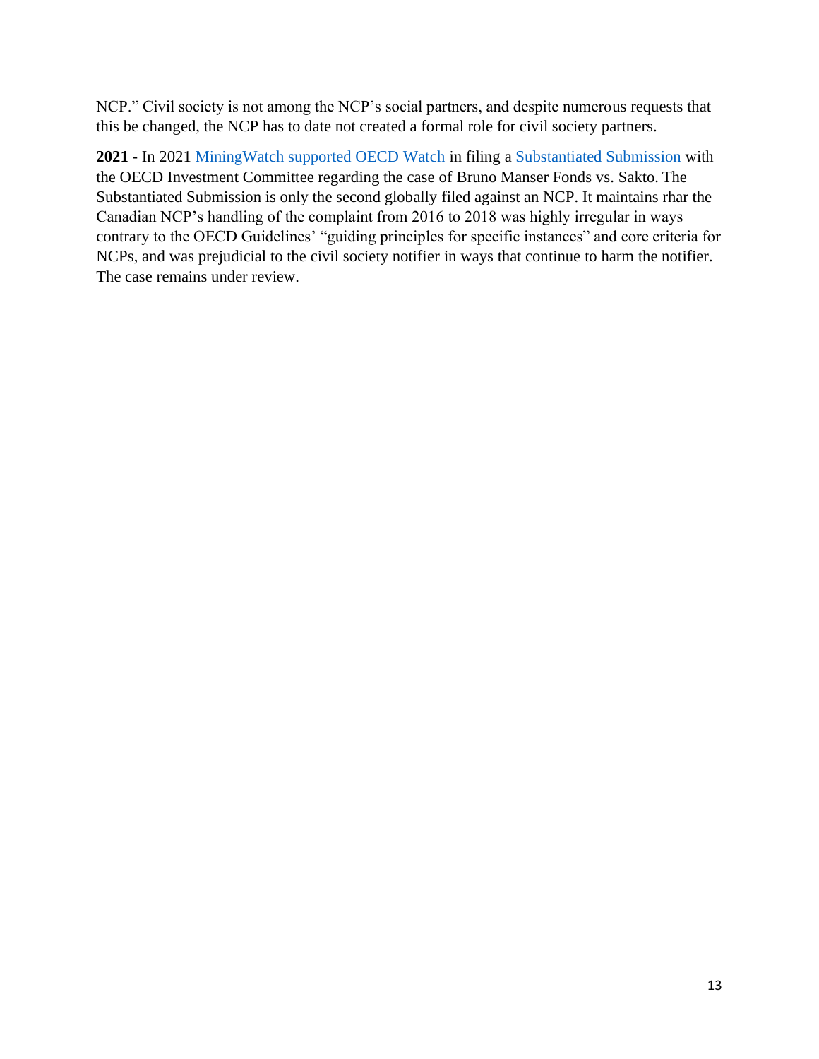NCP." Civil society is not among the NCP's social partners, and despite numerous requests that this be changed, the NCP has to date not created a formal role for civil society partners.

**2021** - In 2021 MiningWatch supported OECD Watch in filing a Substantiated Submission with the OECD Investment Committee regarding the case of Bruno Manser Fonds vs. Sakto. The Substantiated Submission is only the second globally filed against an NCP. It maintains rhar the Canadian NCP's handling of the complaint from 2016 to 2018 was highly irregular in ways contrary to the OECD Guidelines' "guiding principles for specific instances" and core criteria for NCPs, and was prejudicial to the civil society notifier in ways that continue to harm the notifier. The case remains under review.